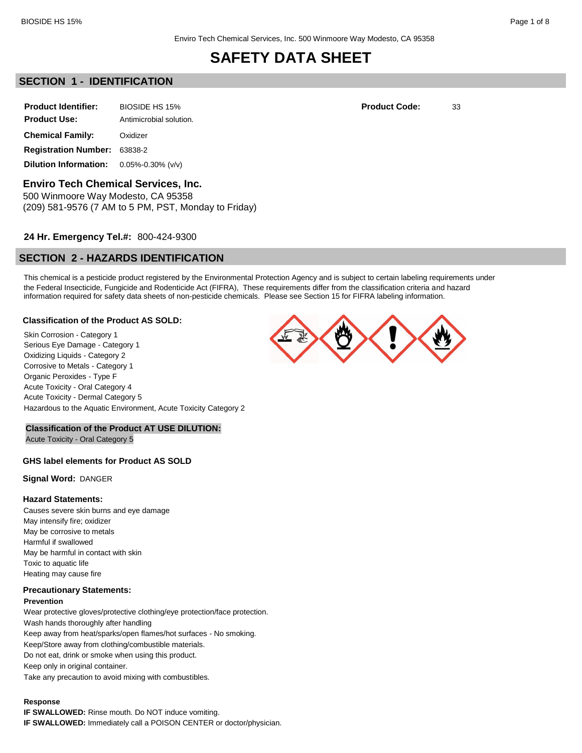Enviro Tech Chemical Services, Inc. 500 Winmoore Way Modesto, CA 95358

# SAFETY DATA SHEET

## SECTION 1 - IDENTIFICATION

**Product Identifier:** BIOSIDE HS 15%

**Product Code:** 33

**Product Use:** Antimicrobial solution.

**Chemical Family:** Oxidizer

**Registration Number:** 63838-2

**Dilution Information:** 0.05%-0.30% (v/v)

### Enviro Tech Chemical Services, Inc.

500 Winmoore Way Modesto, CA 95358
(209) 581-9576 (7 AM to 5 PM, PST, Monday to Friday)

**24 Hr. Emergency Tel.#:** 800-424-9300

## SECTION 2 - HAZARDS IDENTIFICATION

This chemical is a pesticide product registered by the Environmental Protection Agency and is subject to certain labeling requirements under the Federal Insecticide, Fungicide and Rodenticide Act (FIFRA), These requirements differ from the classification criteria and hazard information required for safety data sheets of non-pesticide chemicals. Please see Section 15 for FIFRA labeling information.

**Classification of the Product AS SOLD:**

Skin Corrosion - Category 1
Serious Eye Damage - Category 1
Oxidizing Liquids - Category 2
Corrosive to Metals - Category 1
Organic Peroxides - Type F
Acute Toxicity - Oral Category 4
Acute Toxicity - Dermal Category 5
Hazardous to the Aquatic Environment, Acute Toxicity Category 2

**Classification of the Product AT USE DILUTION:**

Acute Toxicity - Oral Category 5

**GHS label elements for Product AS SOLD**

**Signal Word:** DANGER

**Hazard Statements:**

Causes severe skin burns and eye damage
May intensify fire; oxidizer
May be corrosive to metals
Harmful if swallowed
May be harmful in contact with skin
Toxic to aquatic life
Heating may cause fire

**Precautionary Statements:**

**Prevention**

Wear protective gloves/protective clothing/eye protection/face protection.
Wash hands thoroughly after handling
Keep away from heat/sparks/open flames/hot surfaces - No smoking.
Keep/Store away from clothing/combustible materials.
Do not eat, drink or smoke when using this product.
Keep only in original container.
Take any precaution to avoid mixing with combustibles.

**Response**

**IF SWALLOWED:** Rinse mouth. Do NOT induce vomiting.
**IF SWALLOWED:** Immediately call a POISON CENTER or doctor/physician.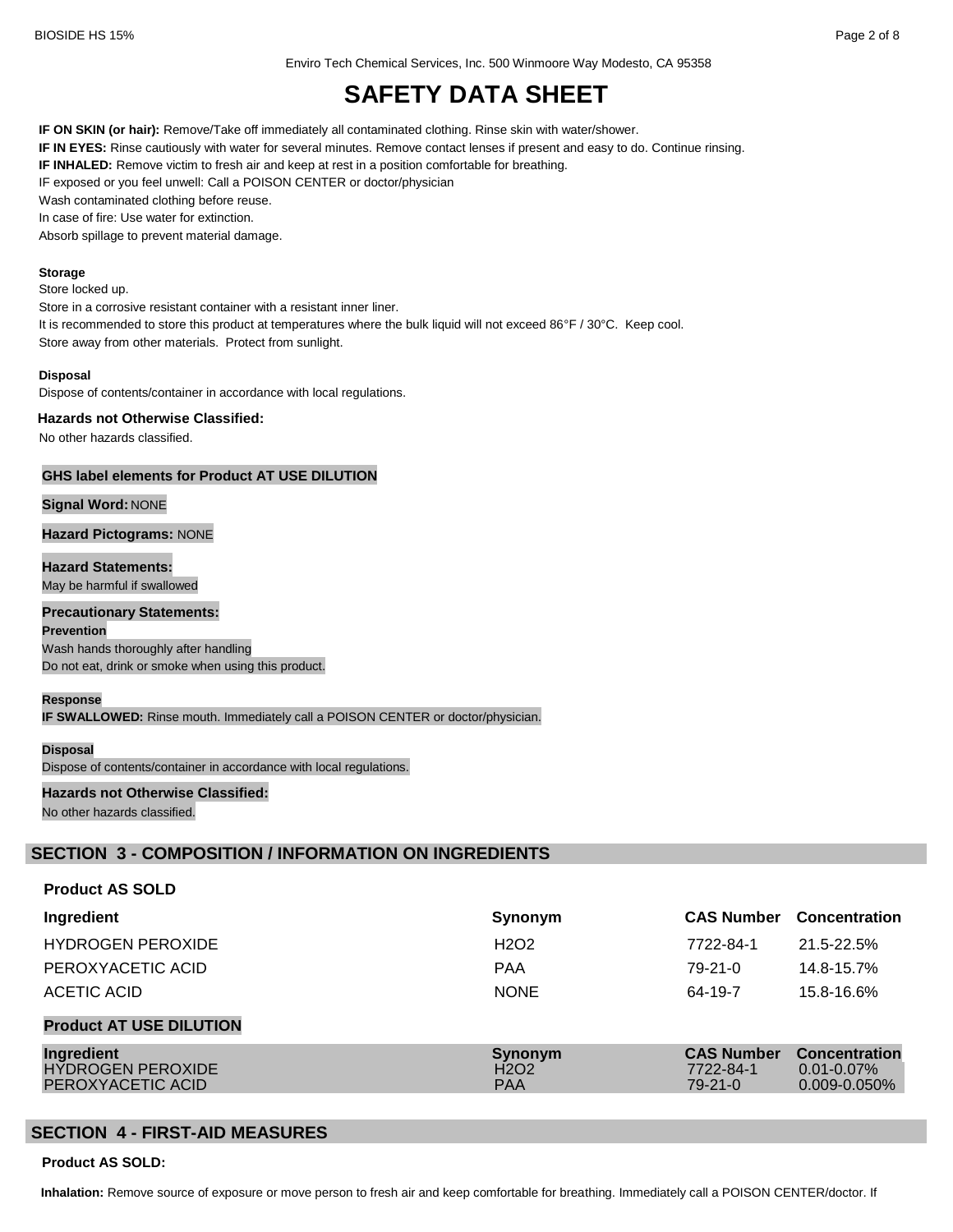# SAFETY DATA SHEET

**IF ON SKIN (or hair):** Remove/Take off immediately all contaminated clothing. Rinse skin with water/shower.
**IF IN EYES:** Rinse cautiously with water for several minutes. Remove contact lenses if present and easy to do. Continue rinsing.
**IF INHALED:** Remove victim to fresh air and keep at rest in a position comfortable for breathing.
IF exposed or you feel unwell: Call a POISON CENTER or doctor/physician
Wash contaminated clothing before reuse.
In case of fire: Use water for extinction.
Absorb spillage to prevent material damage.

**Storage**
Store locked up.
Store in a corrosive resistant container with a resistant inner liner.
It is recommended to store this product at temperatures where the bulk liquid will not exceed 86°F / 30°C. Keep cool.
Store away from other materials. Protect from sunlight.

**Disposal**
Dispose of contents/container in accordance with local regulations.

**Hazards not Otherwise Classified:**
No other hazards classified.

**GHS label elements for Product AT USE DILUTION**

**Signal Word:** NONE

**Hazard Pictograms:** NONE

**Hazard Statements:**
May be harmful if swallowed

**Precautionary Statements:**
**Prevention**
Wash hands thoroughly after handling
Do not eat, drink or smoke when using this product.

**Response**
**IF SWALLOWED:** Rinse mouth. Immediately call a POISON CENTER or doctor/physician.

**Disposal**
Dispose of contents/container in accordance with local regulations.

**Hazards not Otherwise Classified:**
No other hazards classified.

## SECTION 3 - COMPOSITION / INFORMATION ON INGREDIENTS

**Product AS SOLD**

| Ingredient | Synonym | CAS Number | Concentration |
|---|---|---|---|
| HYDROGEN PEROXIDE | H2O2 | 7722-84-1 | 21.5-22.5% |
| PEROXYACETIC ACID | PAA | 79-21-0 | 14.8-15.7% |
| ACETIC ACID | NONE | 64-19-7 | 15.8-16.6% |

**Product AT USE DILUTION**

| Ingredient | Synonym | CAS Number | Concentration |
|---|---|---|---|
| HYDROGEN PEROXIDE | H2O2 | 7722-84-1 | 0.01-0.07% |
| PEROXYACETIC ACID | PAA | 79-21-0 | 0.009-0.050% |

## SECTION 4 - FIRST-AID MEASURES

**Product AS SOLD:**

**Inhalation:** Remove source of exposure or move person to fresh air and keep comfortable for breathing. Immediately call a POISON CENTER/doctor. If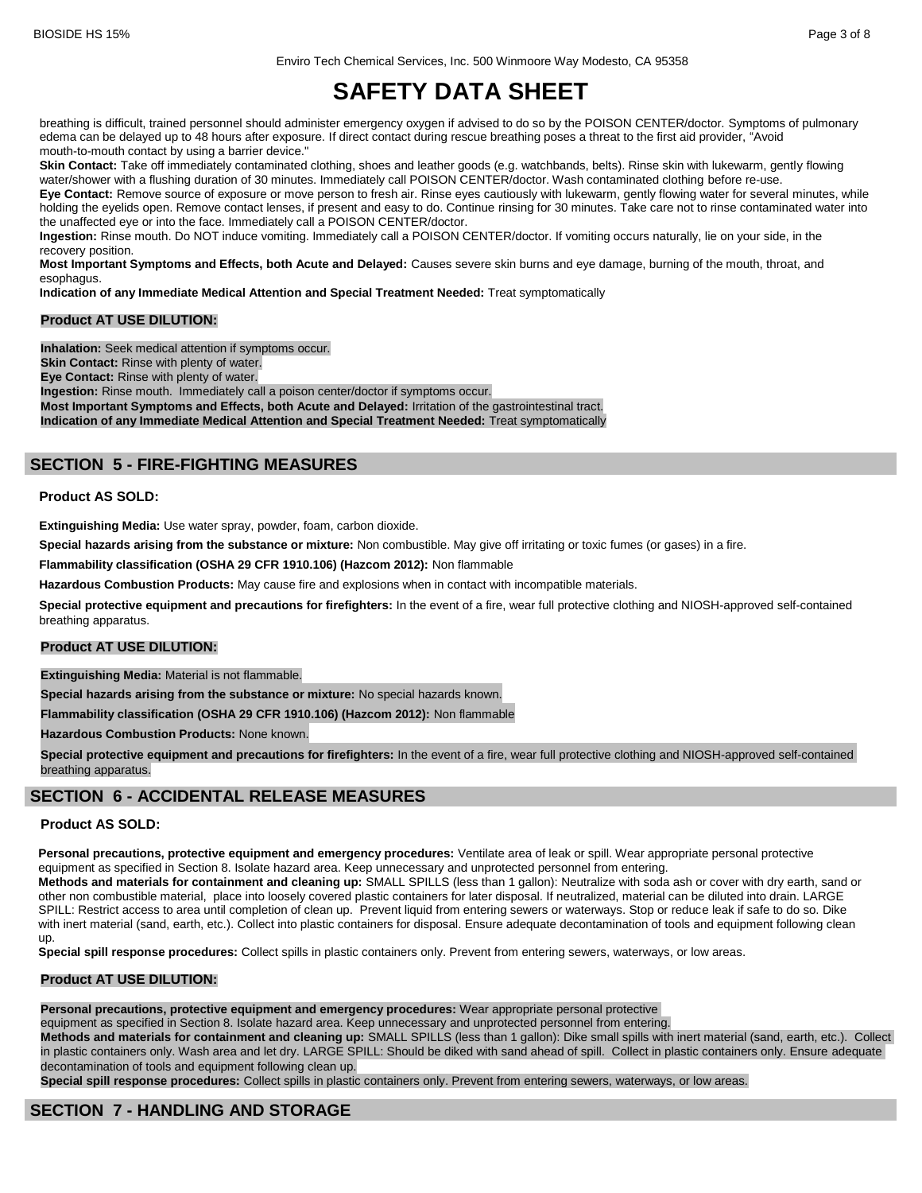breathing is difficult, trained personnel should administer emergency oxygen if advised to do so by the POISON CENTER/doctor. Symptoms of pulmonary edema can be delayed up to 48 hours after exposure. If direct contact during rescue breathing poses a threat to the first aid provider, "Avoid mouth-to-mouth contact by using a barrier device."

**Skin Contact:** Take off immediately contaminated clothing, shoes and leather goods (e.g. watchbands, belts). Rinse skin with lukewarm, gently flowing water/shower with a flushing duration of 30 minutes. Immediately call POISON CENTER/doctor. Wash contaminated clothing before re-use.

**Eye Contact:** Remove source of exposure or move person to fresh air. Rinse eyes cautiously with lukewarm, gently flowing water for several minutes, while holding the eyelids open. Remove contact lenses, if present and easy to do. Continue rinsing for 30 minutes. Take care not to rinse contaminated water into the unaffected eye or into the face. Immediately call a POISON CENTER/doctor.

**Ingestion:** Rinse mouth. Do NOT induce vomiting. Immediately call a POISON CENTER/doctor. If vomiting occurs naturally, lie on your side, in the recovery position.

**Most Important Symptoms and Effects, both Acute and Delayed:** Causes severe skin burns and eye damage, burning of the mouth, throat, and esophagus.

**Indication of any Immediate Medical Attention and Special Treatment Needed:** Treat symptomatically

**Product AT USE DILUTION:**

**Inhalation:** Seek medical attention if symptoms occur.
**Skin Contact:** Rinse with plenty of water.
**Eye Contact:** Rinse with plenty of water.
**Ingestion:** Rinse mouth. Immediately call a poison center/doctor if symptoms occur.
**Most Important Symptoms and Effects, both Acute and Delayed:** Irritation of the gastrointestinal tract.
**Indication of any Immediate Medical Attention and Special Treatment Needed:** Treat symptomatically

## SECTION 5 - FIRE-FIGHTING MEASURES

**Product AS SOLD:**

**Extinguishing Media:** Use water spray, powder, foam, carbon dioxide.

**Special hazards arising from the substance or mixture:** Non combustible. May give off irritating or toxic fumes (or gases) in a fire.

**Flammability classification (OSHA 29 CFR 1910.106) (Hazcom 2012):** Non flammable

**Hazardous Combustion Products:** May cause fire and explosions when in contact with incompatible materials.

**Special protective equipment and precautions for firefighters:** In the event of a fire, wear full protective clothing and NIOSH-approved self-contained breathing apparatus.

**Product AT USE DILUTION:**

**Extinguishing Media:** Material is not flammable.

**Special hazards arising from the substance or mixture:** No special hazards known.

**Flammability classification (OSHA 29 CFR 1910.106) (Hazcom 2012):** Non flammable

**Hazardous Combustion Products:** None known.

**Special protective equipment and precautions for firefighters:** In the event of a fire, wear full protective clothing and NIOSH-approved self-contained breathing apparatus.

## SECTION 6 - ACCIDENTAL RELEASE MEASURES

**Product AS SOLD:**

**Personal precautions, protective equipment and emergency procedures:** Ventilate area of leak or spill. Wear appropriate personal protective equipment as specified in Section 8. Isolate hazard area. Keep unnecessary and unprotected personnel from entering.

**Methods and materials for containment and cleaning up:** SMALL SPILLS (less than 1 gallon): Neutralize with soda ash or cover with dry earth, sand or other non combustible material, place into loosely covered plastic containers for later disposal. If neutralized, material can be diluted into drain. LARGE SPILL: Restrict access to area until completion of clean up. Prevent liquid from entering sewers or waterways. Stop or reduce leak if safe to do so. Dike with inert material (sand, earth, etc.). Collect into plastic containers for disposal. Ensure adequate decontamination of tools and equipment following clean up.

**Special spill response procedures:** Collect spills in plastic containers only. Prevent from entering sewers, waterways, or low areas.

**Product AT USE DILUTION:**

**Personal precautions, protective equipment and emergency procedures:** Wear appropriate personal protective equipment as specified in Section 8. Isolate hazard area. Keep unnecessary and unprotected personnel from entering.

**Methods and materials for containment and cleaning up:** SMALL SPILLS (less than 1 gallon): Dike small spills with inert material (sand, earth, etc.). Collect in plastic containers only. Wash area and let dry. LARGE SPILL: Should be diked with sand ahead of spill. Collect in plastic containers only. Ensure adequate decontamination of tools and equipment following clean up.

**Special spill response procedures:** Collect spills in plastic containers only. Prevent from entering sewers, waterways, or low areas.

## SECTION 7 - HANDLING AND STORAGE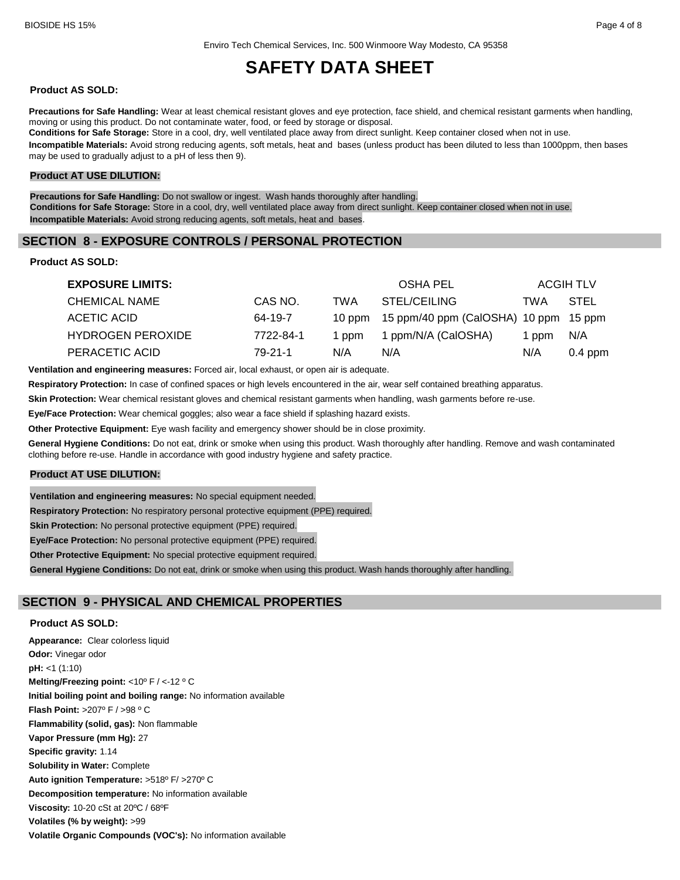Enviro Tech Chemical Services, Inc. 500 Winmoore Way Modesto, CA 95358

# SAFETY DATA SHEET

**Product AS SOLD:**

**Precautions for Safe Handling:** Wear at least chemical resistant gloves and eye protection, face shield, and chemical resistant garments when handling, moving or using this product. Do not contaminate water, food, or feed by storage or disposal.

**Conditions for Safe Storage:** Store in a cool, dry, well ventilated place away from direct sunlight. Keep container closed when not in use.

**Incompatible Materials:** Avoid strong reducing agents, soft metals, heat and bases (unless product has been diluted to less than 1000ppm, then bases may be used to gradually adjust to a pH of less then 9).

**Product AT USE DILUTION:**

**Precautions for Safe Handling:** Do not swallow or ingest. Wash hands thoroughly after handling.

**Conditions for Safe Storage:** Store in a cool, dry, well ventilated place away from direct sunlight. Keep container closed when not in use.

**Incompatible Materials:** Avoid strong reducing agents, soft metals, heat and bases.

## SECTION 8 - EXPOSURE CONTROLS / PERSONAL PROTECTION

**Product AS SOLD:**

| **EXPOSURE LIMITS:** | | OSHA PEL | | ACGIH TLV | |
|---|---|---|---|---|---|
| CHEMICAL NAME | CAS NO. | TWA | STEL/CEILING | TWA | STEL |
| ACETIC ACID | 64-19-7 | 10 ppm | 15 ppm/40 ppm (CalOSHA) | 10 ppm | 15 ppm |
| HYDROGEN PEROXIDE | 7722-84-1 | 1 ppm | 1 ppm/N/A (CalOSHA) | 1 ppm | N/A |
| PERACETIC ACID | 79-21-1 | N/A | N/A | N/A | 0.4 ppm |

**Ventilation and engineering measures:** Forced air, local exhaust, or open air is adequate.

**Respiratory Protection:** In case of confined spaces or high levels encountered in the air, wear self contained breathing apparatus.

**Skin Protection:** Wear chemical resistant gloves and chemical resistant garments when handling, wash garments before re-use.

**Eye/Face Protection:** Wear chemical goggles; also wear a face shield if splashing hazard exists.

**Other Protective Equipment:** Eye wash facility and emergency shower should be in close proximity.

**General Hygiene Conditions:** Do not eat, drink or smoke when using this product. Wash thoroughly after handling. Remove and wash contaminated clothing before re-use. Handle in accordance with good industry hygiene and safety practice.

**Product AT USE DILUTION:**

**Ventilation and engineering measures:** No special equipment needed.

**Respiratory Protection:** No respiratory personal protective equipment (PPE) required.

**Skin Protection:** No personal protective equipment (PPE) required.

**Eye/Face Protection:** No personal protective equipment (PPE) required.

**Other Protective Equipment:** No special protective equipment required.

**General Hygiene Conditions:** Do not eat, drink or smoke when using this product. Wash hands thoroughly after handling.

## SECTION 9 - PHYSICAL AND CHEMICAL PROPERTIES

**Product AS SOLD:**

**Appearance:** Clear colorless liquid

**Odor:** Vinegar odor

**pH:** <1 (1:10)

**Melting/Freezing point:** <10º F / <-12 º C

**Initial boiling point and boiling range:** No information available

**Flash Point:** >207º F / >98 º C

**Flammability (solid, gas):** Non flammable

**Vapor Pressure (mm Hg):** 27

**Specific gravity:** 1.14

**Solubility in Water:** Complete

**Auto ignition Temperature:** >518º F/ >270º C

**Decomposition temperature:** No information available

**Viscosity:** 10-20 cSt at 20ºC / 68ºF

**Volatiles (% by weight):** >99

**Volatile Organic Compounds (VOC's):** No information available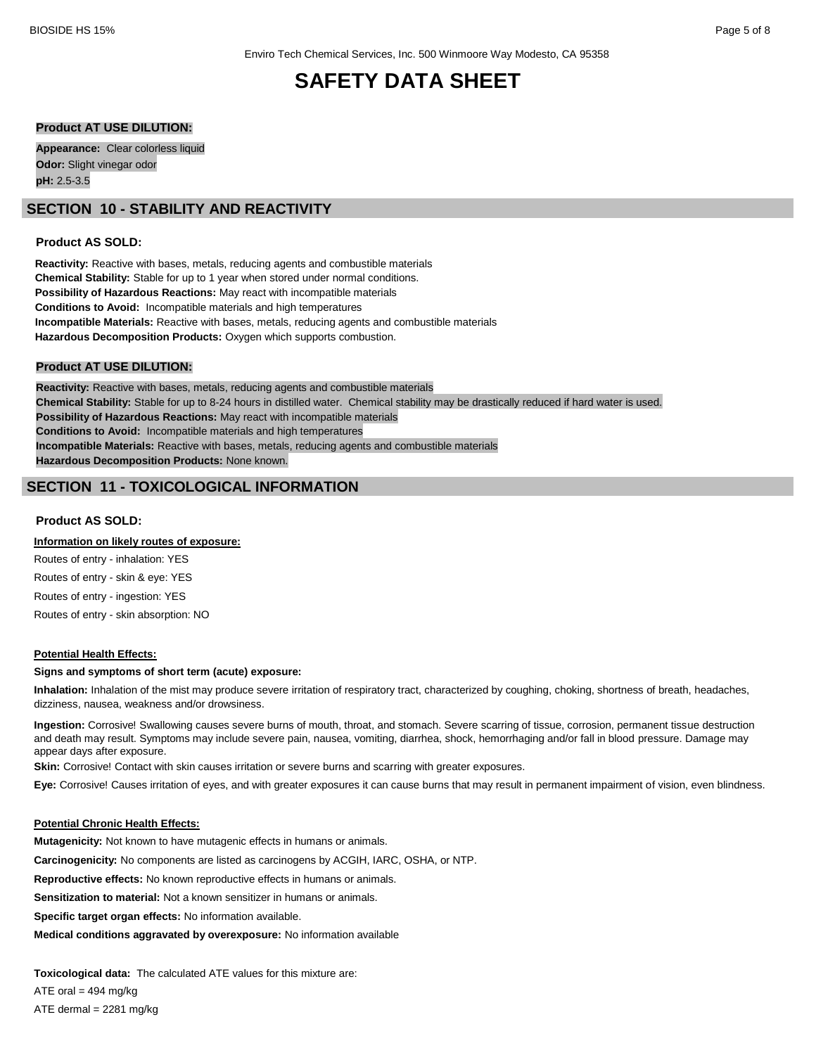**Product AT USE DILUTION:**

**Appearance:** Clear colorless liquid
**Odor:** Slight vinegar odor
**pH:** 2.5-3.5

## SECTION 10 - STABILITY AND REACTIVITY

**Product AS SOLD:**

**Reactivity:** Reactive with bases, metals, reducing agents and combustible materials
**Chemical Stability:** Stable for up to 1 year when stored under normal conditions.
**Possibility of Hazardous Reactions:** May react with incompatible materials
**Conditions to Avoid:** Incompatible materials and high temperatures
**Incompatible Materials:** Reactive with bases, metals, reducing agents and combustible materials
**Hazardous Decomposition Products:** Oxygen which supports combustion.

**Product AT USE DILUTION:**

**Reactivity:** Reactive with bases, metals, reducing agents and combustible materials
**Chemical Stability:** Stable for up to 8-24 hours in distilled water. Chemical stability may be drastically reduced if hard water is used.
**Possibility of Hazardous Reactions:** May react with incompatible materials
**Conditions to Avoid:** Incompatible materials and high temperatures
**Incompatible Materials:** Reactive with bases, metals, reducing agents and combustible materials
**Hazardous Decomposition Products:** None known.

## SECTION 11 - TOXICOLOGICAL INFORMATION

**Product AS SOLD:**

**Information on likely routes of exposure:**

Routes of entry - inhalation: YES

Routes of entry - skin & eye: YES

Routes of entry - ingestion: YES

Routes of entry - skin absorption: NO

**Potential Health Effects:**

**Signs and symptoms of short term (acute) exposure:**

**Inhalation:** Inhalation of the mist may produce severe irritation of respiratory tract, characterized by coughing, choking, shortness of breath, headaches, dizziness, nausea, weakness and/or drowsiness.

**Ingestion:** Corrosive! Swallowing causes severe burns of mouth, throat, and stomach. Severe scarring of tissue, corrosion, permanent tissue destruction and death may result. Symptoms may include severe pain, nausea, vomiting, diarrhea, shock, hemorrhaging and/or fall in blood pressure. Damage may appear days after exposure.

**Skin:** Corrosive! Contact with skin causes irritation or severe burns and scarring with greater exposures.

**Eye:** Corrosive! Causes irritation of eyes, and with greater exposures it can cause burns that may result in permanent impairment of vision, even blindness.

**Potential Chronic Health Effects:**

**Mutagenicity:** Not known to have mutagenic effects in humans or animals.

**Carcinogenicity:** No components are listed as carcinogens by ACGIH, IARC, OSHA, or NTP.

**Reproductive effects:** No known reproductive effects in humans or animals.

**Sensitization to material:** Not a known sensitizer in humans or animals.

**Specific target organ effects:** No information available.

**Medical conditions aggravated by overexposure:** No information available

**Toxicological data:** The calculated ATE values for this mixture are:

ATE oral = 494 mg/kg

ATE dermal = 2281 mg/kg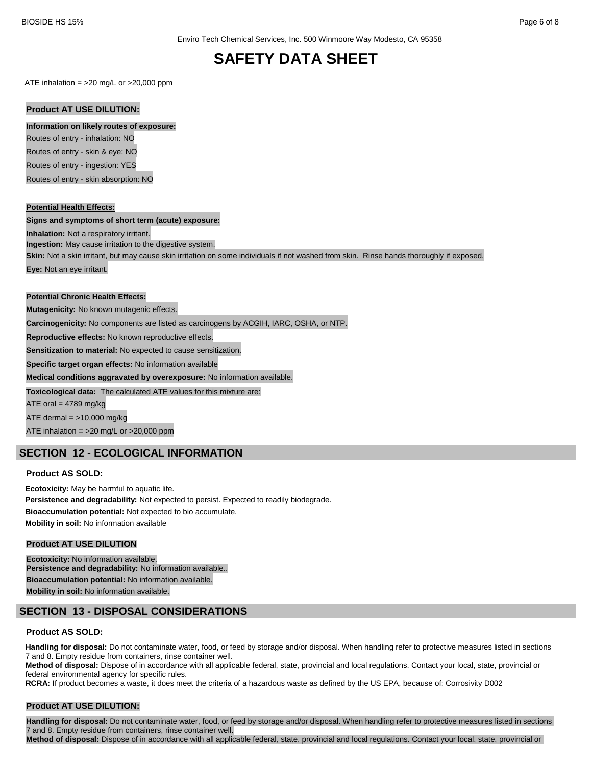ATE inhalation = >20 mg/L or >20,000 ppm

**Product AT USE DILUTION:**

**Information on likely routes of exposure:**

Routes of entry - inhalation: NO

Routes of entry - skin & eye: NO

Routes of entry - ingestion: YES

Routes of entry - skin absorption: NO

**Potential Health Effects:**

**Signs and symptoms of short term (acute) exposure:**

**Inhalation:** Not a respiratory irritant.

**Ingestion:** May cause irritation to the digestive system.

**Skin:** Not a skin irritant, but may cause skin irritation on some individuals if not washed from skin. Rinse hands thoroughly if exposed.

**Eye:** Not an eye irritant.

**Potential Chronic Health Effects:**

**Mutagenicity:** No known mutagenic effects.

**Carcinogenicity:** No components are listed as carcinogens by ACGIH, IARC, OSHA, or NTP.

**Reproductive effects:** No known reproductive effects.

**Sensitization to material:** No expected to cause sensitization.

**Specific target organ effects:** No information available

**Medical conditions aggravated by overexposure:** No information available.

**Toxicological data:** The calculated ATE values for this mixture are:

ATE oral = 4789 mg/kg

ATE dermal = >10,000 mg/kg

ATE inhalation = >20 mg/L or >20,000 ppm

## SECTION 12 - ECOLOGICAL INFORMATION

**Product AS SOLD:**

**Ecotoxicity:** May be harmful to aquatic life.

**Persistence and degradability:** Not expected to persist. Expected to readily biodegrade.

**Bioaccumulation potential:** Not expected to bio accumulate.

**Mobility in soil:** No information available

**Product AT USE DILUTION**

**Ecotoxicity:** No information available.

**Persistence and degradability:** No information available..

**Bioaccumulation potential:** No information available.

**Mobility in soil:** No information available.

## SECTION 13 - DISPOSAL CONSIDERATIONS

**Product AS SOLD:**

**Handling for disposal:** Do not contaminate water, food, or feed by storage and/or disposal. When handling refer to protective measures listed in sections 7 and 8. Empty residue from containers, rinse container well.

**Method of disposal:** Dispose of in accordance with all applicable federal, state, provincial and local regulations. Contact your local, state, provincial or federal environmental agency for specific rules.

**RCRA:** If product becomes a waste, it does meet the criteria of a hazardous waste as defined by the US EPA, because of: Corrosivity D002

**Product AT USE DILUTION:**

**Handling for disposal:** Do not contaminate water, food, or feed by storage and/or disposal. When handling refer to protective measures listed in sections 7 and 8. Empty residue from containers, rinse container well.

**Method of disposal:** Dispose of in accordance with all applicable federal, state, provincial and local regulations. Contact your local, state, provincial or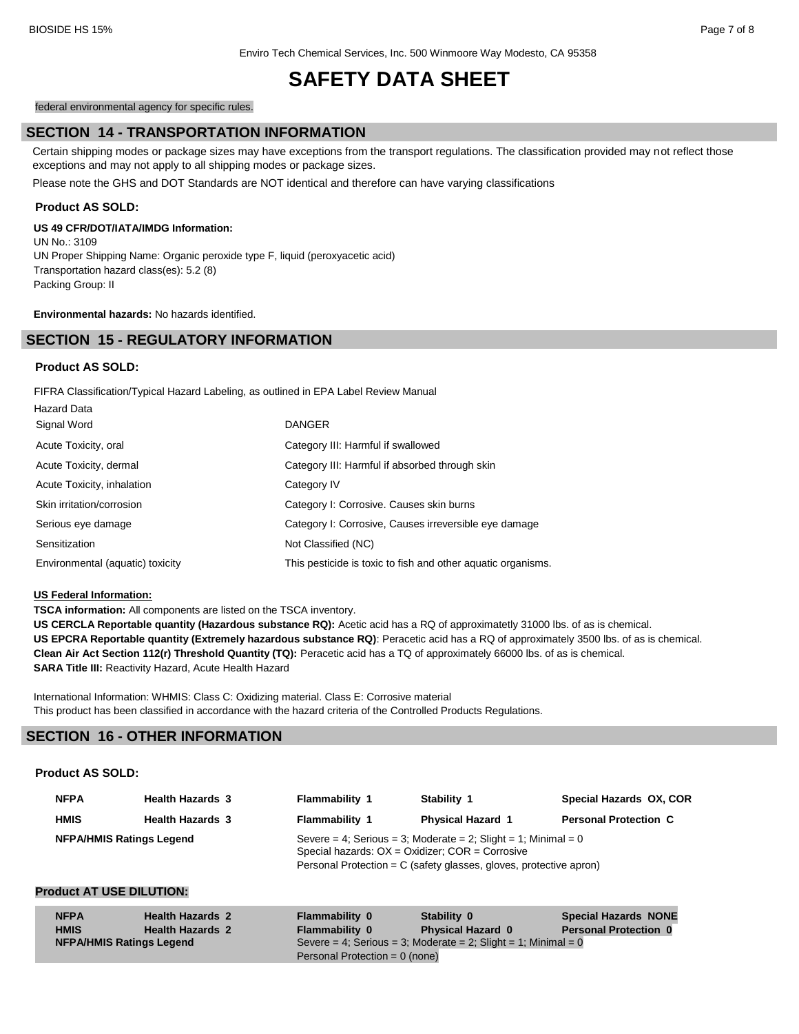federal environmental agency for specific rules.

## SECTION 14 - TRANSPORTATION INFORMATION

Certain shipping modes or package sizes may have exceptions from the transport regulations. The classification provided may not reflect those exceptions and may not apply to all shipping modes or package sizes.

Please note the GHS and DOT Standards are NOT identical and therefore can have varying classifications

**Product AS SOLD:**

**US 49 CFR/DOT/IATA/IMDG Information:**

UN No.: 3109
UN Proper Shipping Name: Organic peroxide type F, liquid (peroxyacetic acid)
Transportation hazard class(es): 5.2 (8)
Packing Group: II

**Environmental hazards:** No hazards identified.

## SECTION 15 - REGULATORY INFORMATION

**Product AS SOLD:**

FIFRA Classification/Typical Hazard Labeling, as outlined in EPA Label Review Manual

| Hazard Data | |
|---|---|
| Signal Word | DANGER |
| Acute Toxicity, oral | Category III: Harmful if swallowed |
| Acute Toxicity, dermal | Category III: Harmful if absorbed through skin |
| Acute Toxicity, inhalation | Category IV |
| Skin irritation/corrosion | Category I: Corrosive. Causes skin burns |
| Serious eye damage | Category I: Corrosive, Causes irreversible eye damage |
| Sensitization | Not Classified (NC) |
| Environmental (aquatic) toxicity | This pesticide is toxic to fish and other aquatic organisms. |

**US Federal Information:**

**TSCA information:** All components are listed on the TSCA inventory.
**US CERCLA Reportable quantity (Hazardous substance RQ):** Acetic acid has a RQ of approximatetly 31000 lbs. of as is chemical.
**US EPCRA Reportable quantity (Extremely hazardous substance RQ)**: Peracetic acid has a RQ of approximately 3500 lbs. of as is chemical.
**Clean Air Act Section 112(r) Threshold Quantity (TQ):** Peracetic acid has a TQ of approximately 66000 lbs. of as is chemical.
**SARA Title III:** Reactivity Hazard, Acute Health Hazard

International Information: WHMIS: Class C: Oxidizing material. Class E: Corrosive material
This product has been classified in accordance with the hazard criteria of the Controlled Products Regulations.

## SECTION 16 - OTHER INFORMATION

**Product AS SOLD:**

| | | | | |
|---|---|---|---|---|
| **NFPA** | **Health Hazards 3** | **Flammability 1** | **Stability 1** | **Special Hazards OX, COR** |
| **HMIS** | **Health Hazards 3** | **Flammability 1** | **Physical Hazard 1** | **Personal Protection C** |
| **NFPA/HMIS Ratings Legend** | | Severe = 4; Serious = 3; Moderate = 2; Slight = 1; Minimal = 0<br>Special hazards: OX = Oxidizer; COR = Corrosive<br>Personal Protection = C (safety glasses, gloves, protective apron) | | |

**Product AT USE DILUTION:**

| | | | | |
|---|---|---|---|---|
| **NFPA** | **Health Hazards 2** | **Flammability 0** | **Stability 0** | **Special Hazards NONE** |
| **HMIS** | **Health Hazards 2** | **Flammability 0** | **Physical Hazard 0** | **Personal Protection 0** |
| **NFPA/HMIS Ratings Legend** | | Severe = 4; Serious = 3; Moderate = 2; Slight = 1; Minimal = 0<br>Personal Protection = 0 (none) | | |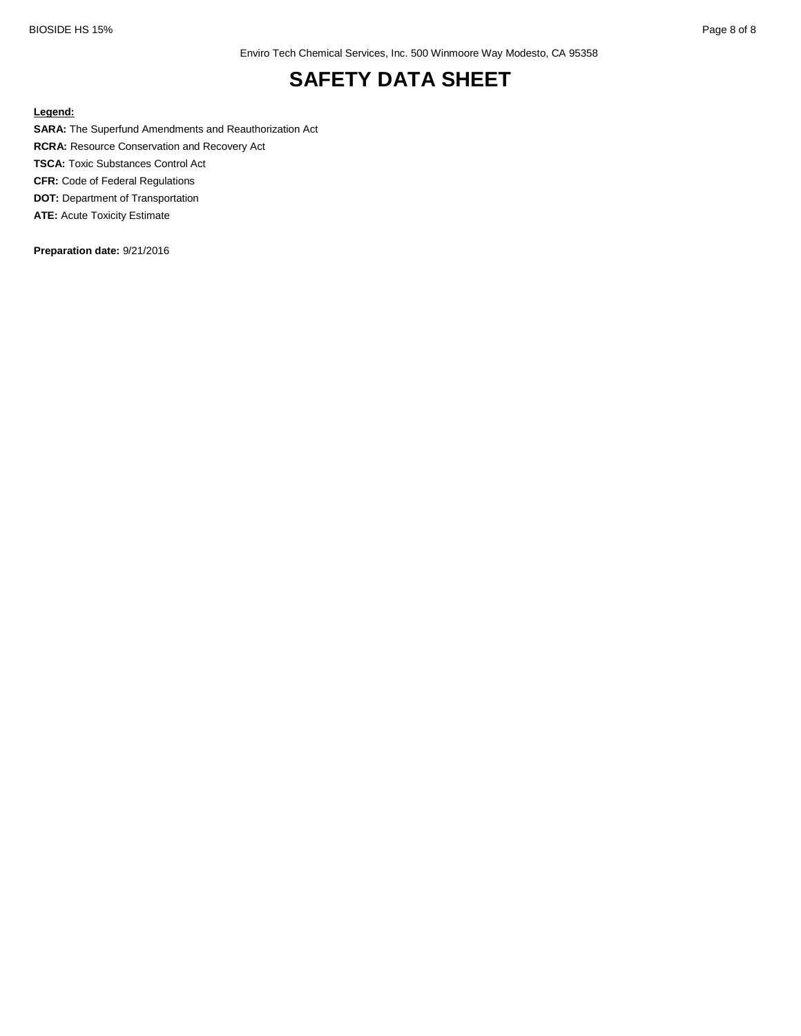**Legend:**

**SARA:** The Superfund Amendments and Reauthorization Act

**RCRA:** Resource Conservation and Recovery Act

**TSCA:** Toxic Substances Control Act

**CFR:** Code of Federal Regulations

**DOT:** Department of Transportation

**ATE:** Acute Toxicity Estimate

**Preparation date:** 9/21/2016